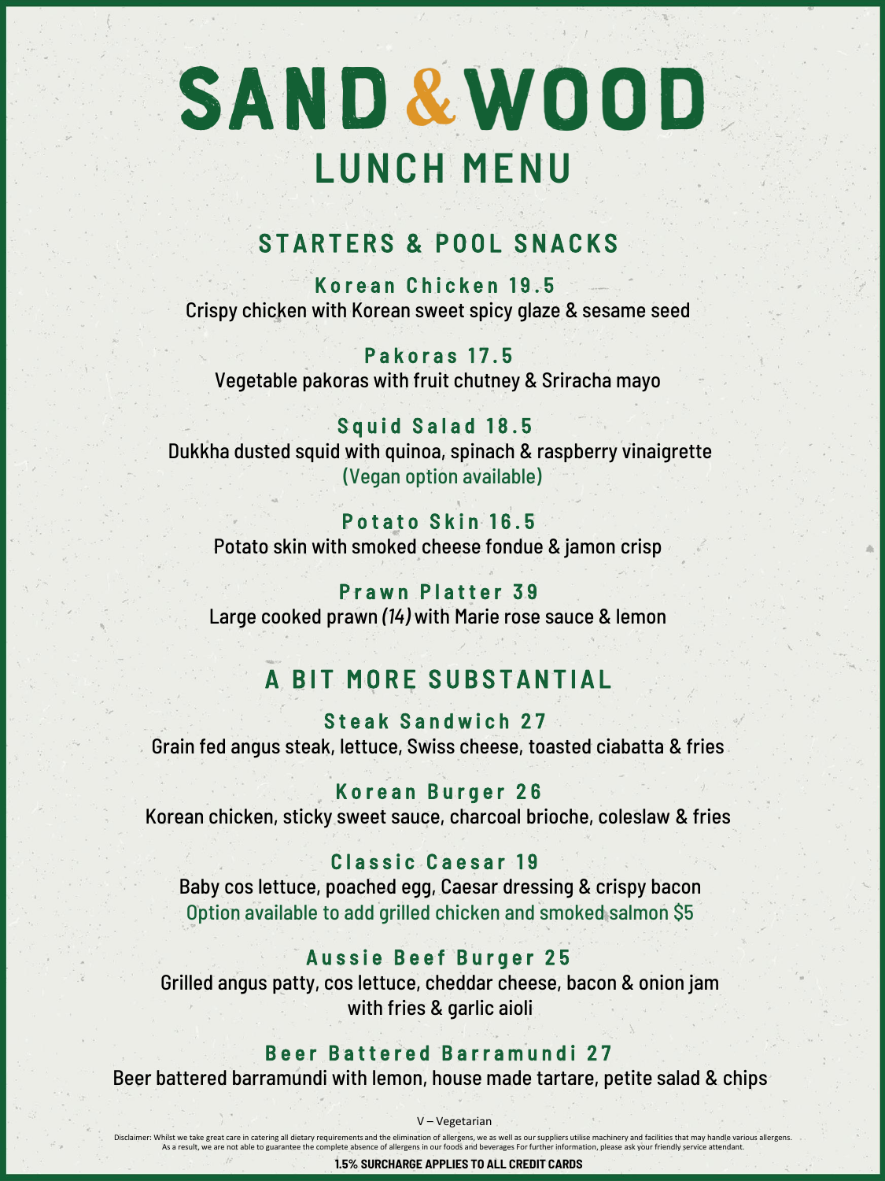# SAND & WOOD

## LUNCH MENU

### STARTERS & POOL SNACKS

**Korean Chicken 19.5**
Crispy chicken with Korean sweet spicy glaze & sesame seed

**Pakoras 17.5**
Vegetable pakoras with fruit chutney & Sriracha mayo

**Squid Salad 18.5**
Dukkha dusted squid with quinoa, spinach & raspberry vinaigrette
(Vegan option available)

**Potato Skin 16.5**
Potato skin with smoked cheese fondue & jamon crisp

**Prawn Platter 39**
Large cooked prawn *(14)* with Marie rose sauce & lemon

### A BIT MORE SUBSTANTIAL

**Steak Sandwich 27**
Grain fed angus steak, lettuce, Swiss cheese, toasted ciabatta & fries

**Korean Burger 26**
Korean chicken, sticky sweet sauce, charcoal brioche, coleslaw & fries

**Classic Caesar 19**
Baby cos lettuce, poached egg, Caesar dressing & crispy bacon
Option available to add grilled chicken and smoked salmon $5

**Aussie Beef Burger 25**
Grilled angus patty, cos lettuce, cheddar cheese, bacon & onion jam with fries & garlic aioli

**Beer Battered Barramundi 27**
Beer battered barramundi with lemon, house made tartare, petite salad & chips

V – Vegetarian

Disclaimer: Whilst we take great care in catering all dietary requirements and the elimination of allergens, we as well as our suppliers utilise machinery and facilities that may handle various allergens. As a result, we are not able to guarantee the complete absence of allergens in our foods and beverages For further information, please ask your friendly service attendant.

**1.5% SURCHARGE APPLIES TO ALL CREDIT CARDS**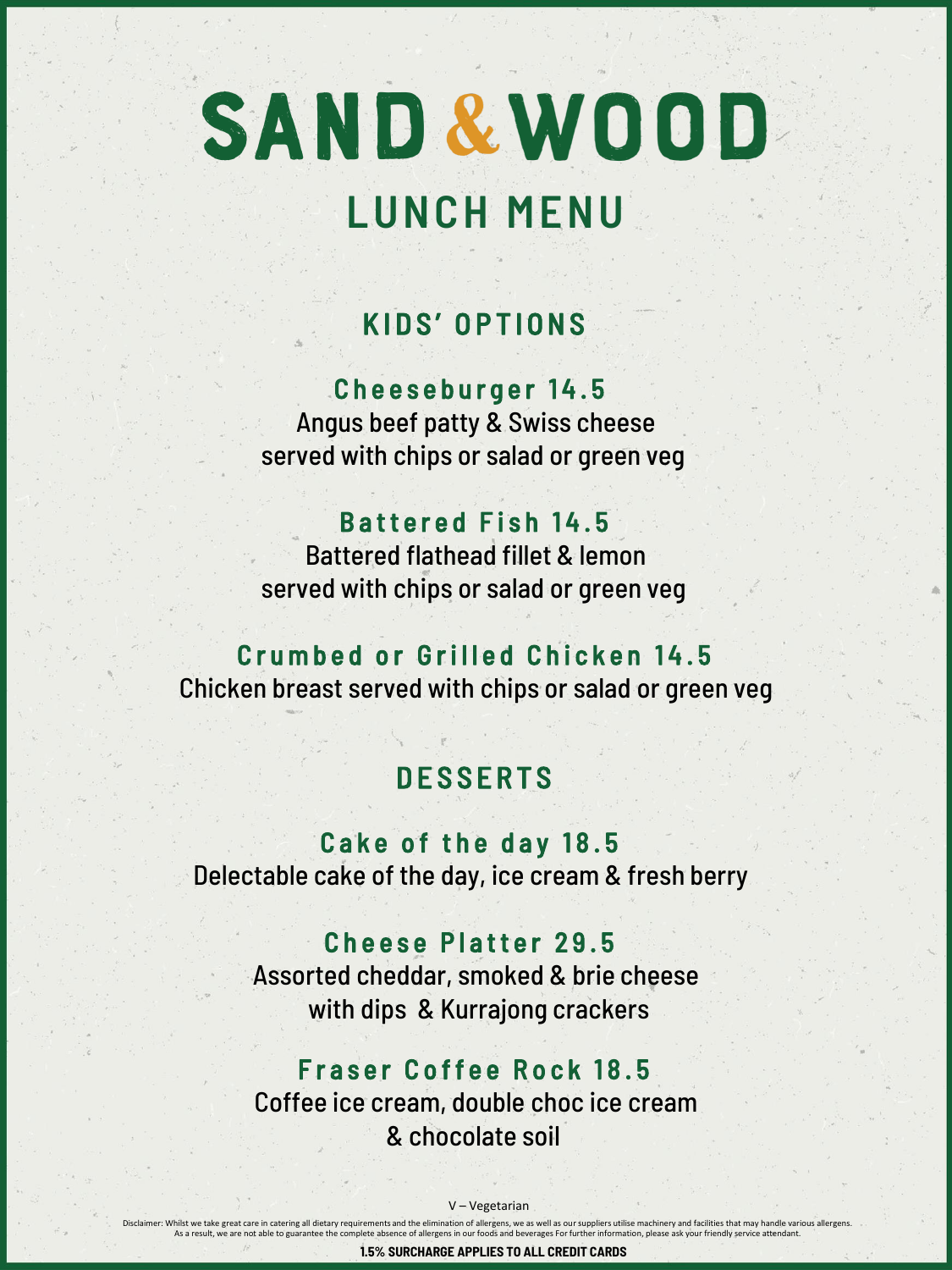# SAND & WOOD

## LUNCH MENU

### KIDS' OPTIONS

**Cheeseburger 14.5**
Angus beef patty & Swiss cheese
served with chips or salad or green veg

**Battered Fish 14.5**
Battered flathead fillet & lemon
served with chips or salad or green veg

**Crumbed or Grilled Chicken 14.5**
Chicken breast served with chips or salad or green veg

### DESSERTS

**Cake of the day 18.5**
Delectable cake of the day, ice cream & fresh berry

**Cheese Platter 29.5**
Assorted cheddar, smoked & brie cheese
with dips & Kurrajong crackers

**Fraser Coffee Rock 18.5**
Coffee ice cream, double choc ice cream
& chocolate soil

V – Vegetarian

Disclaimer: Whilst we take great care in catering all dietary requirements and the elimination of allergens, we as well as our suppliers utilise machinery and facilities that may handle various allergens. As a result, we are not able to guarantee the complete absence of allergens in our foods and beverages For further information, please ask your friendly service attendant.

**1.5% SURCHARGE APPLIES TO ALL CREDIT CARDS**